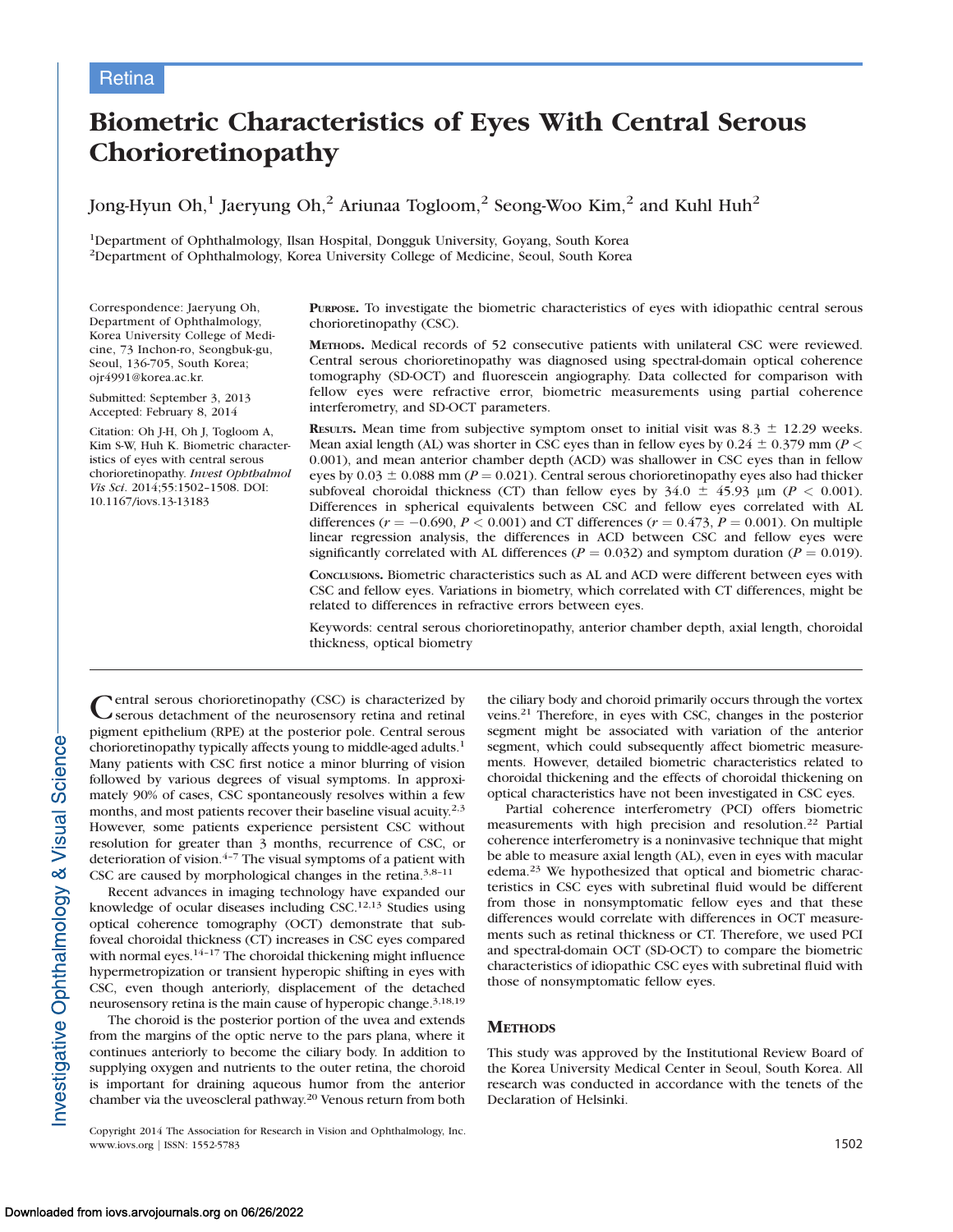Retina

# Biometric Characteristics of Eyes With Central Serous Chorioretinopathy

Jong-Hyun Oh,[1] Jaeryung Oh,[2] Ariunaa Togloom,[2] Seong-Woo Kim,[2] and Kuhl Huh[2]

[1]Department of Ophthalmology, Ilsan Hospital, Dongguk University, Goyang, South Korea
[2]Department of Ophthalmology, Korea University College of Medicine, Seoul, South Korea

Correspondence: Jaeryung Oh, Department of Ophthalmology, Korea University College of Medicine, 73 Inchon-ro, Seongbuk-gu, Seoul, 136-705, South Korea; ojr4991@korea.ac.kr.

Submitted: September 3, 2013
Accepted: February 8, 2014

Citation: Oh J-H, Oh J, Togloom A, Kim S-W, Huh K. Biometric characteristics of eyes with central serous chorioretinopathy. *Invest Ophthalmol Vis Sci*. 2014;55:1502–1508. DOI: 10.1167/iovs.13-13183

**Purpose.** To investigate the biometric characteristics of eyes with idiopathic central serous chorioretinopathy (CSC).

**Methods.** Medical records of 52 consecutive patients with unilateral CSC were reviewed. Central serous chorioretinopathy was diagnosed using spectral-domain optical coherence tomography (SD-OCT) and fluorescein angiography. Data collected for comparison with fellow eyes were refractive error, biometric measurements using partial coherence interferometry, and SD-OCT parameters.

**Results.** Mean time from subjective symptom onset to initial visit was 8.3 ± 12.29 weeks. Mean axial length (AL) was shorter in CSC eyes than in fellow eyes by 0.24 ± 0.379 mm ($P <$ 0.001), and mean anterior chamber depth (ACD) was shallower in CSC eyes than in fellow eyes by 0.03 ± 0.088 mm ($P = 0.021$). Central serous chorioretinopathy eyes also had thicker subfoveal choroidal thickness (CT) than fellow eyes by 34.0 ± 45.93 μm ($P < 0.001$). Differences in spherical equivalents between CSC and fellow eyes correlated with AL differences ($r = -0.690$, $P < 0.001$) and CT differences ($r = 0.473$, $P = 0.001$). On multiple linear regression analysis, the differences in ACD between CSC and fellow eyes were significantly correlated with AL differences ($P = 0.032$) and symptom duration ($P = 0.019$).

**Conclusions.** Biometric characteristics such as AL and ACD were different between eyes with CSC and fellow eyes. Variations in biometry, which correlated with CT differences, might be related to differences in refractive errors between eyes.

Keywords: central serous chorioretinopathy, anterior chamber depth, axial length, choroidal thickness, optical biometry

Central serous chorioretinopathy (CSC) is characterized by serous detachment of the neurosensory retina and retinal pigment epithelium (RPE) at the posterior pole. Central serous chorioretinopathy typically affects young to middle-aged adults.[1] Many patients with CSC first notice a minor blurring of vision followed by various degrees of visual symptoms. In approximately 90% of cases, CSC spontaneously resolves within a few months, and most patients recover their baseline visual acuity.[2,3] However, some patients experience persistent CSC without resolution for greater than 3 months, recurrence of CSC, or deterioration of vision.[4–7] The visual symptoms of a patient with CSC are caused by morphological changes in the retina.[3,8–11]

Recent advances in imaging technology have expanded our knowledge of ocular diseases including CSC.[12,13] Studies using optical coherence tomography (OCT) demonstrate that subfoveal choroidal thickness (CT) increases in CSC eyes compared with normal eyes.[14–17] The choroidal thickening might influence hypermetropization or transient hyperopic shifting in eyes with CSC, even though anteriorly, displacement of the detached neurosensory retina is the main cause of hyperopic change.[3,18,19]

The choroid is the posterior portion of the uvea and extends from the margins of the optic nerve to the pars plana, where it continues anteriorly to become the ciliary body. In addition to supplying oxygen and nutrients to the outer retina, the choroid is important for draining aqueous humor from the anterior chamber via the uveoscleral pathway.[20] Venous return from both the ciliary body and choroid primarily occurs through the vortex veins.[21] Therefore, in eyes with CSC, changes in the posterior segment might be associated with variation of the anterior segment, which could subsequently affect biometric measurements. However, detailed biometric characteristics related to choroidal thickening and the effects of choroidal thickening on optical characteristics have not been investigated in CSC eyes.

Partial coherence interferometry (PCI) offers biometric measurements with high precision and resolution.[22] Partial coherence interferometry is a noninvasive technique that might be able to measure axial length (AL), even in eyes with macular edema.[23] We hypothesized that optical and biometric characteristics in CSC eyes with subretinal fluid would be different from those in nonsymptomatic fellow eyes and that these differences would correlate with differences in OCT measurements such as retinal thickness or CT. Therefore, we used PCI and spectral-domain OCT (SD-OCT) to compare the biometric characteristics of idiopathic CSC eyes with subretinal fluid with those of nonsymptomatic fellow eyes.

## Methods

This study was approved by the Institutional Review Board of the Korea University Medical Center in Seoul, South Korea. All research was conducted in accordance with the tenets of the Declaration of Helsinki.

Copyright 2014 The Association for Research in Vision and Ophthalmology, Inc.
www.iovs.org | ISSN: 1552-5783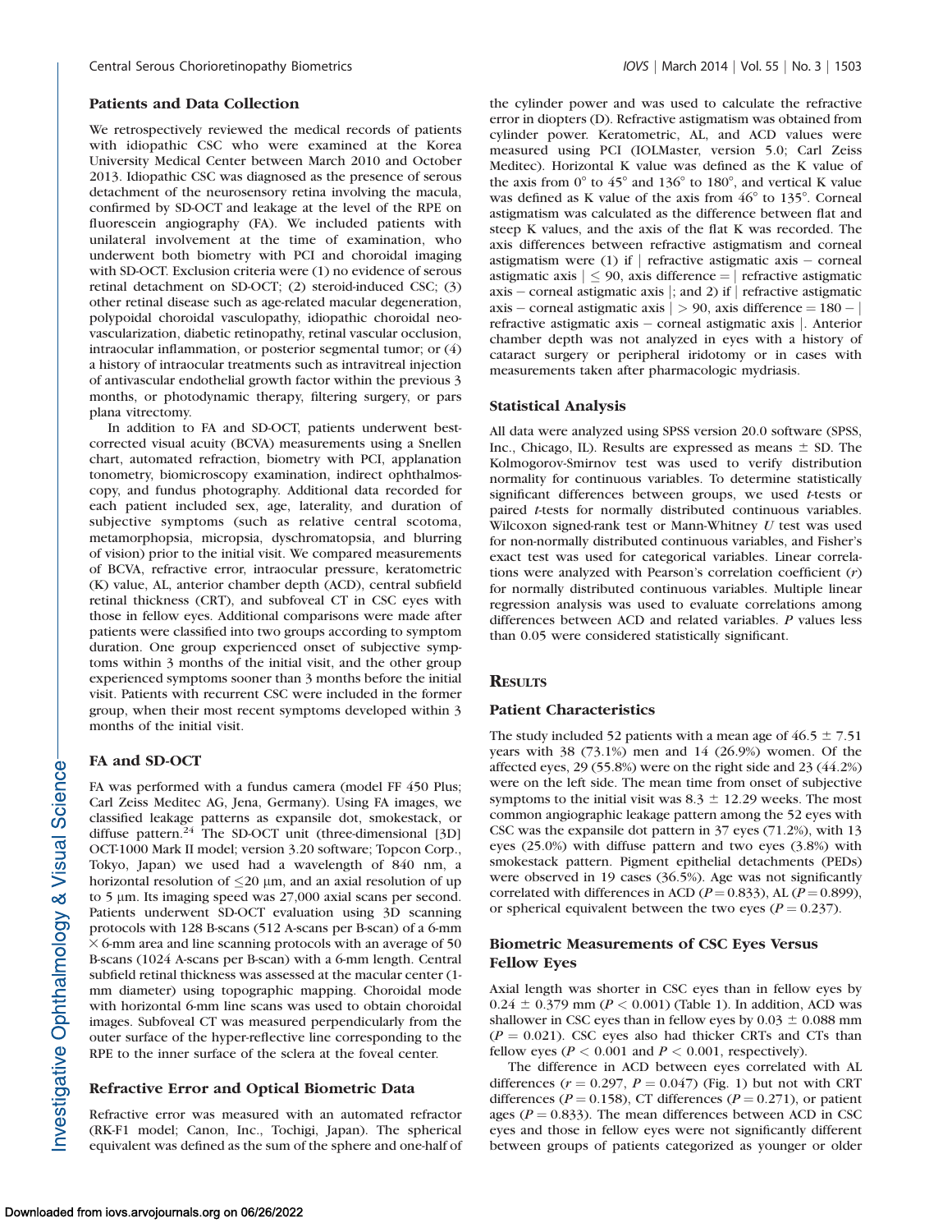### Patients and Data Collection

We retrospectively reviewed the medical records of patients with idiopathic CSC who were examined at the Korea University Medical Center between March 2010 and October 2013. Idiopathic CSC was diagnosed as the presence of serous detachment of the neurosensory retina involving the macula, confirmed by SD-OCT and leakage at the level of the RPE on fluorescein angiography (FA). We included patients with unilateral involvement at the time of examination, who underwent both biometry with PCI and choroidal imaging with SD-OCT. Exclusion criteria were (1) no evidence of serous retinal detachment on SD-OCT; (2) steroid-induced CSC; (3) other retinal disease such as age-related macular degeneration, polypoidal choroidal vasculopathy, idiopathic choroidal neovascularization, diabetic retinopathy, retinal vascular occlusion, intraocular inflammation, or posterior segmental tumor; or (4) a history of intraocular treatments such as intravitreal injection of antivascular endothelial growth factor within the previous 3 months, or photodynamic therapy, filtering surgery, or pars plana vitrectomy.

In addition to FA and SD-OCT, patients underwent best-corrected visual acuity (BCVA) measurements using a Snellen chart, automated refraction, biometry with PCI, applanation tonometry, biomicroscopy examination, indirect ophthalmoscopy, and fundus photography. Additional data recorded for each patient included sex, age, laterality, and duration of subjective symptoms (such as relative central scotoma, metamorphopsia, micropsia, dyschromatopsia, and blurring of vision) prior to the initial visit. We compared measurements of BCVA, refractive error, intraocular pressure, keratometric (K) value, AL, anterior chamber depth (ACD), central subfield retinal thickness (CRT), and subfoveal CT in CSC eyes with those in fellow eyes. Additional comparisons were made after patients were classified into two groups according to symptom duration. One group experienced onset of subjective symptoms within 3 months of the initial visit, and the other group experienced symptoms sooner than 3 months before the initial visit. Patients with recurrent CSC were included in the former group, when their most recent symptoms developed within 3 months of the initial visit.

### FA and SD-OCT

FA was performed with a fundus camera (model FF 450 Plus; Carl Zeiss Meditec AG, Jena, Germany). Using FA images, we classified leakage patterns as expansile dot, smokestack, or diffuse pattern.[24] The SD-OCT unit (three-dimensional [3D] OCT-1000 Mark II model; version 3.20 software; Topcon Corp., Tokyo, Japan) we used had a wavelength of 840 nm, a horizontal resolution of $\leq$20 μm, and an axial resolution of up to 5 μm. Its imaging speed was 27,000 axial scans per second. Patients underwent SD-OCT evaluation using 3D scanning protocols with 128 B-scans (512 A-scans per B-scan) of a 6-mm $\times$ 6-mm area and line scanning protocols with an average of 50 B-scans (1024 A-scans per B-scan) with a 6-mm length. Central subfield retinal thickness was assessed at the macular center (1-mm diameter) using topographic mapping. Choroidal mode with horizontal 6-mm line scans was used to obtain choroidal images. Subfoveal CT was measured perpendicularly from the outer surface of the hyper-reflective line corresponding to the RPE to the inner surface of the sclera at the foveal center.

### Refractive Error and Optical Biometric Data

Refractive error was measured with an automated refractor (RK-F1 model; Canon, Inc., Tochigi, Japan). The spherical equivalent was defined as the sum of the sphere and one-half of the cylinder power and was used to calculate the refractive error in diopters (D). Refractive astigmatism was obtained from cylinder power. Keratometric, AL, and ACD values were measured using PCI (IOLMaster, version 5.0; Carl Zeiss Meditec). Horizontal K value was defined as the K value of the axis from 0° to 45° and 136° to 180°, and vertical K value was defined as K value of the axis from 46° to 135°. Corneal astigmatism was calculated as the difference between flat and steep K values, and the axis of the flat K was recorded. The axis differences between refractive astigmatism and corneal astigmatism were (1) if $|$ refractive astigmatic axis $-$ corneal astigmatic axis $| \leq 90$, axis difference $=$ $|$ refractive astigmatic axis $-$ corneal astigmatic axis $|$; and 2) if $|$ refractive astigmatic axis $-$ corneal astigmatic axis $| > 90$, axis difference $= 180 -$ $|$ refractive astigmatic axis $-$ corneal astigmatic axis $|$. Anterior chamber depth was not analyzed in eyes with a history of cataract surgery or peripheral iridotomy or in cases with measurements taken after pharmacologic mydriasis.

### Statistical Analysis

All data were analyzed using SPSS version 20.0 software (SPSS, Inc., Chicago, IL). Results are expressed as means $\pm$ SD. The Kolmogorov-Smirnov test was used to verify distribution normality for continuous variables. To determine statistically significant differences between groups, we used *t*-tests or paired *t*-tests for normally distributed continuous variables. Wilcoxon signed-rank test or Mann-Whitney *U* test was used for non-normally distributed continuous variables, and Fisher's exact test was used for categorical variables. Linear correlations were analyzed with Pearson's correlation coefficient ($r$) for normally distributed continuous variables. Multiple linear regression analysis was used to evaluate correlations among differences between ACD and related variables. *P* values less than 0.05 were considered statistically significant.

## Results

### Patient Characteristics

The study included 52 patients with a mean age of 46.5 $\pm$ 7.51 years with 38 (73.1%) men and 14 (26.9%) women. Of the affected eyes, 29 (55.8%) were on the right side and 23 (44.2%) were on the left side. The mean time from onset of subjective symptoms to the initial visit was 8.3 $\pm$ 12.29 weeks. The most common angiographic leakage pattern among the 52 eyes with CSC was the expansile dot pattern in 37 eyes (71.2%), with 13 eyes (25.0%) with diffuse pattern and two eyes (3.8%) with smokestack pattern. Pigment epithelial detachments (PEDs) were observed in 19 cases (36.5%). Age was not significantly correlated with differences in ACD ($P = 0.833$), AL ($P = 0.899$), or spherical equivalent between the two eyes ($P = 0.237$).

### Biometric Measurements of CSC Eyes Versus Fellow Eyes

Axial length was shorter in CSC eyes than in fellow eyes by 0.24 $\pm$ 0.379 mm ($P < 0.001$) (Table 1). In addition, ACD was shallower in CSC eyes than in fellow eyes by 0.03 $\pm$ 0.088 mm ($P = 0.021$). CSC eyes also had thicker CRTs and CTs than fellow eyes ($P < 0.001$ and $P < 0.001$, respectively).

The difference in ACD between eyes correlated with AL differences ($r = 0.297$, $P = 0.047$) (Fig. 1) but not with CRT differences ($P = 0.158$), CT differences ($P = 0.271$), or patient ages ($P = 0.833$). The mean differences between ACD in CSC eyes and those in fellow eyes were not significantly different between groups of patients categorized as younger or older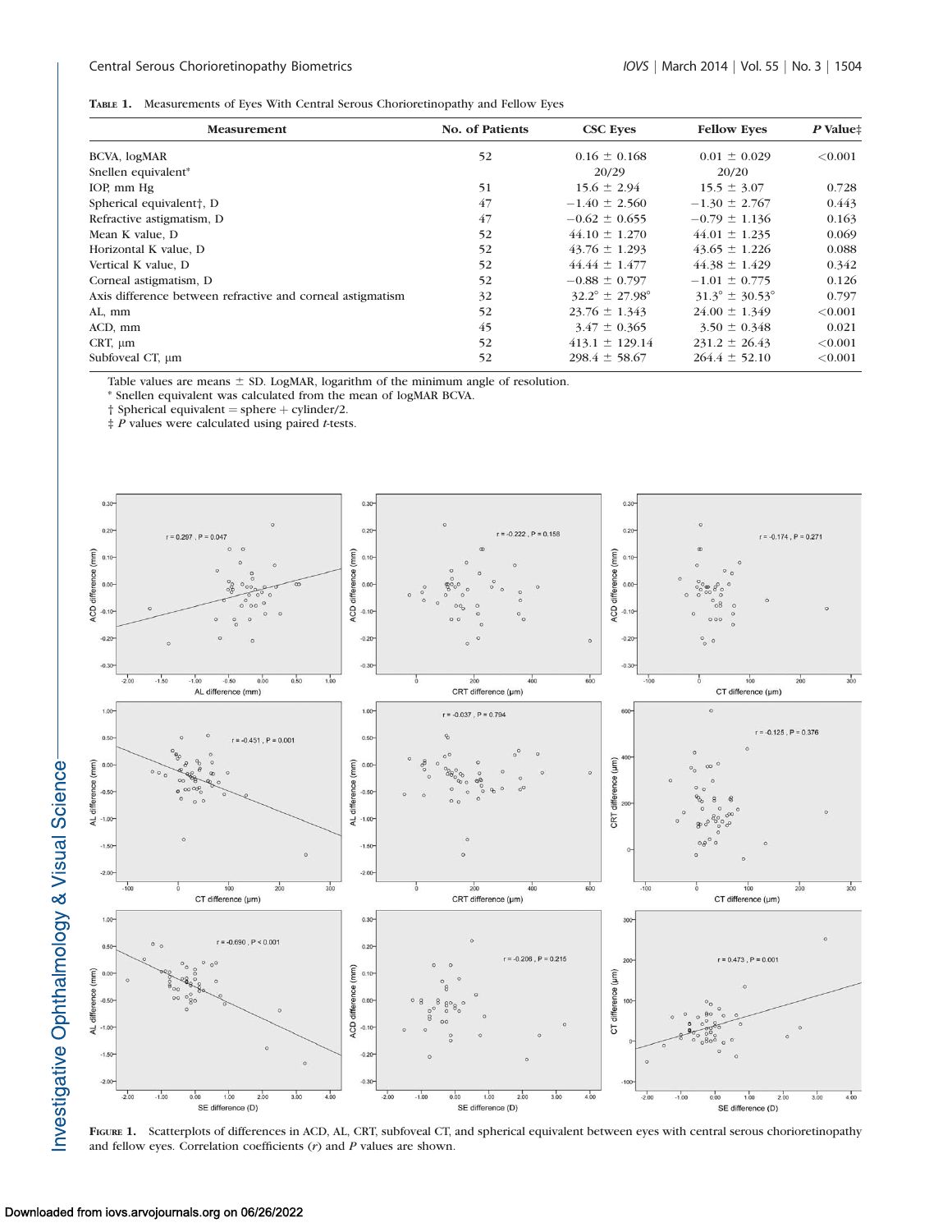**Table 1.** Measurements of Eyes With Central Serous Chorioretinopathy and Fellow Eyes

| Measurement | No. of Patients | CSC Eyes | Fellow Eyes | *P* Value‡ |
|---|---|---|---|---|
| BCVA, logMAR | 52 | 0.16 ± 0.168 | 0.01 ± 0.029 | <0.001 |
| Snellen equivalent* | | 20/29 | 20/20 | |
| IOP, mm Hg | 51 | 15.6 ± 2.94 | 15.5 ± 3.07 | 0.728 |
| Spherical equivalent†, D | 47 | −1.40 ± 2.560 | −1.30 ± 2.767 | 0.443 |
| Refractive astigmatism, D | 47 | −0.62 ± 0.655 | −0.79 ± 1.136 | 0.163 |
| Mean K value, D | 52 | 44.10 ± 1.270 | 44.01 ± 1.235 | 0.069 |
| Horizontal K value, D | 52 | 43.76 ± 1.293 | 43.65 ± 1.226 | 0.088 |
| Vertical K value, D | 52 | 44.44 ± 1.477 | 44.38 ± 1.429 | 0.342 |
| Corneal astigmatism, D | 52 | −0.88 ± 0.797 | −1.01 ± 0.775 | 0.126 |
| Axis difference between refractive and corneal astigmatism | 32 | 32.2° ± 27.98° | 31.3° ± 30.53° | 0.797 |
| AL, mm | 52 | 23.76 ± 1.343 | 24.00 ± 1.349 | <0.001 |
| ACD, mm | 45 | 3.47 ± 0.365 | 3.50 ± 0.348 | 0.021 |
| CRT, μm | 52 | 413.1 ± 129.14 | 231.2 ± 26.43 | <0.001 |
| Subfoveal CT, μm | 52 | 298.4 ± 58.67 | 264.4 ± 52.10 | <0.001 |

Table values are means ± SD. LogMAR, logarithm of the minimum angle of resolution.

\* Snellen equivalent was calculated from the mean of logMAR BCVA.

† Spherical equivalent = sphere + cylinder/2.

‡ *P* values were calculated using paired *t*-tests.

**Figure 1.** Scatterplots of differences in ACD, AL, CRT, subfoveal CT, and spherical equivalent between eyes with central serous chorioretinopathy and fellow eyes. Correlation coefficients (*r*) and *P* values are shown.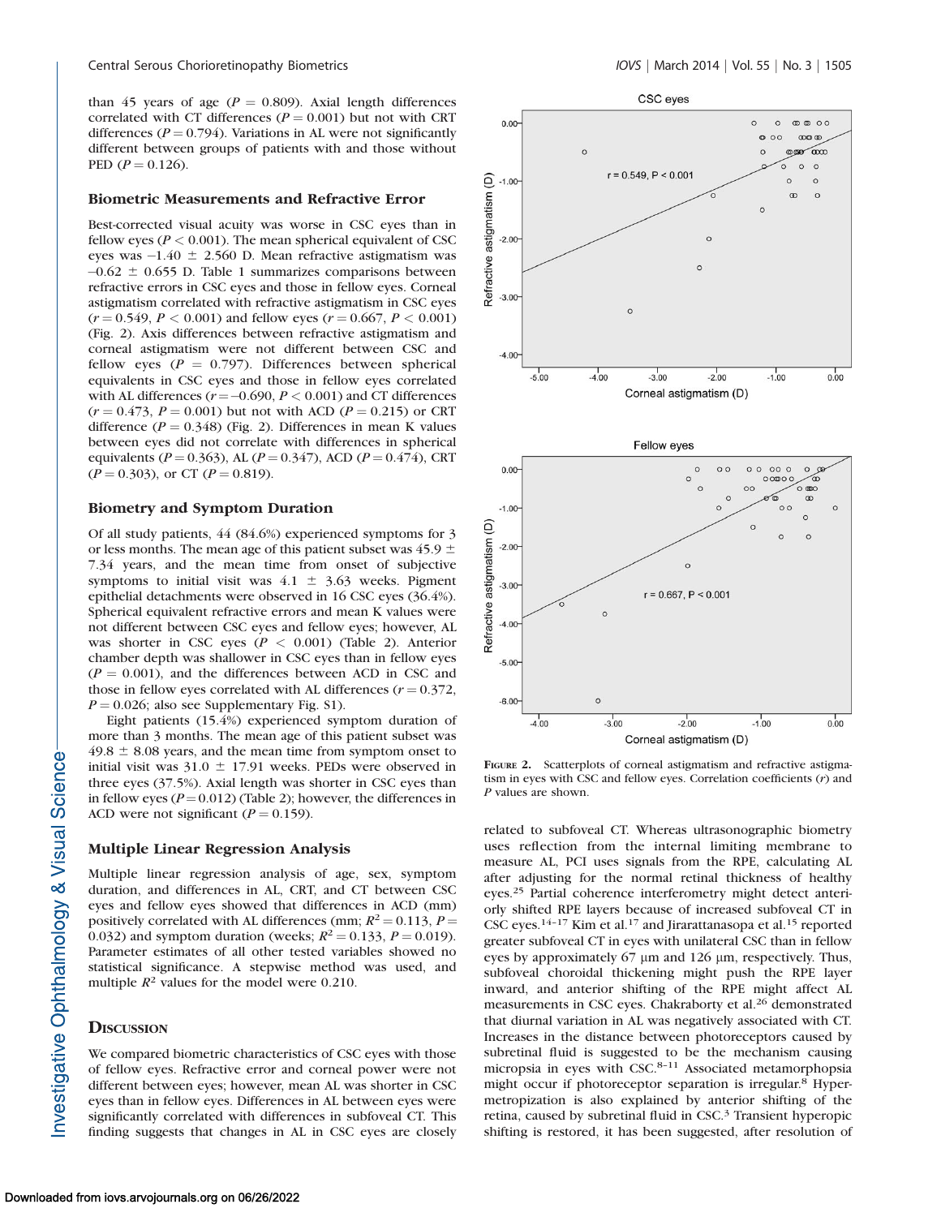than 45 years of age ($P = 0.809$). Axial length differences correlated with CT differences ($P = 0.001$) but not with CRT differences ($P = 0.794$). Variations in AL were not significantly different between groups of patients with and those without PED ($P = 0.126$).

### Biometric Measurements and Refractive Error

Best-corrected visual acuity was worse in CSC eyes than in fellow eyes ($P < 0.001$). The mean spherical equivalent of CSC eyes was $-1.40 \pm 2.560$ D. Mean refractive astigmatism was $-0.62 \pm 0.655$ D. Table 1 summarizes comparisons between refractive errors in CSC eyes and those in fellow eyes. Corneal astigmatism correlated with refractive astigmatism in CSC eyes ($r = 0.549$, $P < 0.001$) and fellow eyes ($r = 0.667$, $P < 0.001$) (Fig. 2). Axis differences between refractive astigmatism and corneal astigmatism were not different between CSC and fellow eyes ($P = 0.797$). Differences between spherical equivalents in CSC eyes and those in fellow eyes correlated with AL differences ($r = -0.690$, $P < 0.001$) and CT differences ($r = 0.473$, $P = 0.001$) but not with ACD ($P = 0.215$) or CRT difference ($P = 0.348$) (Fig. 2). Differences in mean K values between eyes did not correlate with differences in spherical equivalents ($P = 0.363$), AL ($P = 0.347$), ACD ($P = 0.474$), CRT ($P = 0.303$), or CT ($P = 0.819$).

### Biometry and Symptom Duration

Of all study patients, 44 (84.6%) experienced symptoms for 3 or less months. The mean age of this patient subset was $45.9 \pm 7.34$ years, and the mean time from onset of subjective symptoms to initial visit was $4.1 \pm 3.63$ weeks. Pigment epithelial detachments were observed in 16 CSC eyes (36.4%). Spherical equivalent refractive errors and mean K values were not different between CSC eyes and fellow eyes; however, AL was shorter in CSC eyes ($P < 0.001$) (Table 2). Anterior chamber depth was shallower in CSC eyes than in fellow eyes ($P = 0.001$), and the differences between ACD in CSC and those in fellow eyes correlated with AL differences ($r = 0.372$, $P = 0.026$; also see Supplementary Fig. S1).

Eight patients (15.4%) experienced symptom duration of more than 3 months. The mean age of this patient subset was $49.8 \pm 8.08$ years, and the mean time from symptom onset to initial visit was $31.0 \pm 17.91$ weeks. PEDs were observed in three eyes (37.5%). Axial length was shorter in CSC eyes than in fellow eyes ($P = 0.012$) (Table 2); however, the differences in ACD were not significant ($P = 0.159$).

### Multiple Linear Regression Analysis

Multiple linear regression analysis of age, sex, symptom duration, and differences in AL, CRT, and CT between CSC eyes and fellow eyes showed that differences in ACD (mm) positively correlated with AL differences (mm; $R^2 = 0.113$, $P = 0.032$) and symptom duration (weeks; $R^2 = 0.133$, $P = 0.019$). Parameter estimates of all other tested variables showed no statistical significance. A stepwise method was used, and multiple $R^2$ values for the model were 0.210.

## Discussion

We compared biometric characteristics of CSC eyes with those of fellow eyes. Refractive error and corneal power were not different between eyes; however, mean AL was shorter in CSC eyes than in fellow eyes. Differences in AL between eyes were significantly correlated with differences in subfoveal CT. This finding suggests that changes in AL in CSC eyes are closely related to subfoveal CT. Whereas ultrasonographic biometry uses reflection from the internal limiting membrane to measure AL, PCI uses signals from the RPE, calculating AL after adjusting for the normal retinal thickness of healthy eyes.[25] Partial coherence interferometry might detect anteriorly shifted RPE layers because of increased subfoveal CT in CSC eyes.[14–17] Kim et al.[17] and Jirarattanasopa et al.[15] reported greater subfoveal CT in eyes with unilateral CSC than in fellow eyes by approximately 67 μm and 126 μm, respectively. Thus, subfoveal choroidal thickening might push the RPE layer inward, and anterior shifting of the RPE might affect AL measurements in CSC eyes. Chakraborty et al.[26] demonstrated that diurnal variation in AL was negatively associated with CT. Increases in the distance between photoreceptors caused by subretinal fluid is suggested to be the mechanism causing micropsia in eyes with CSC.[8–11] Associated metamorphopsia might occur if photoreceptor separation is irregular.[8] Hypermetropization is also explained by anterior shifting of the retina, caused by subretinal fluid in CSC.[3] Transient hyperopic shifting is restored, it has been suggested, after resolution of

**Figure 2.** Scatterplots of corneal astigmatism and refractive astigmatism in eyes with CSC and fellow eyes. Correlation coefficients ($r$) and $P$ values are shown.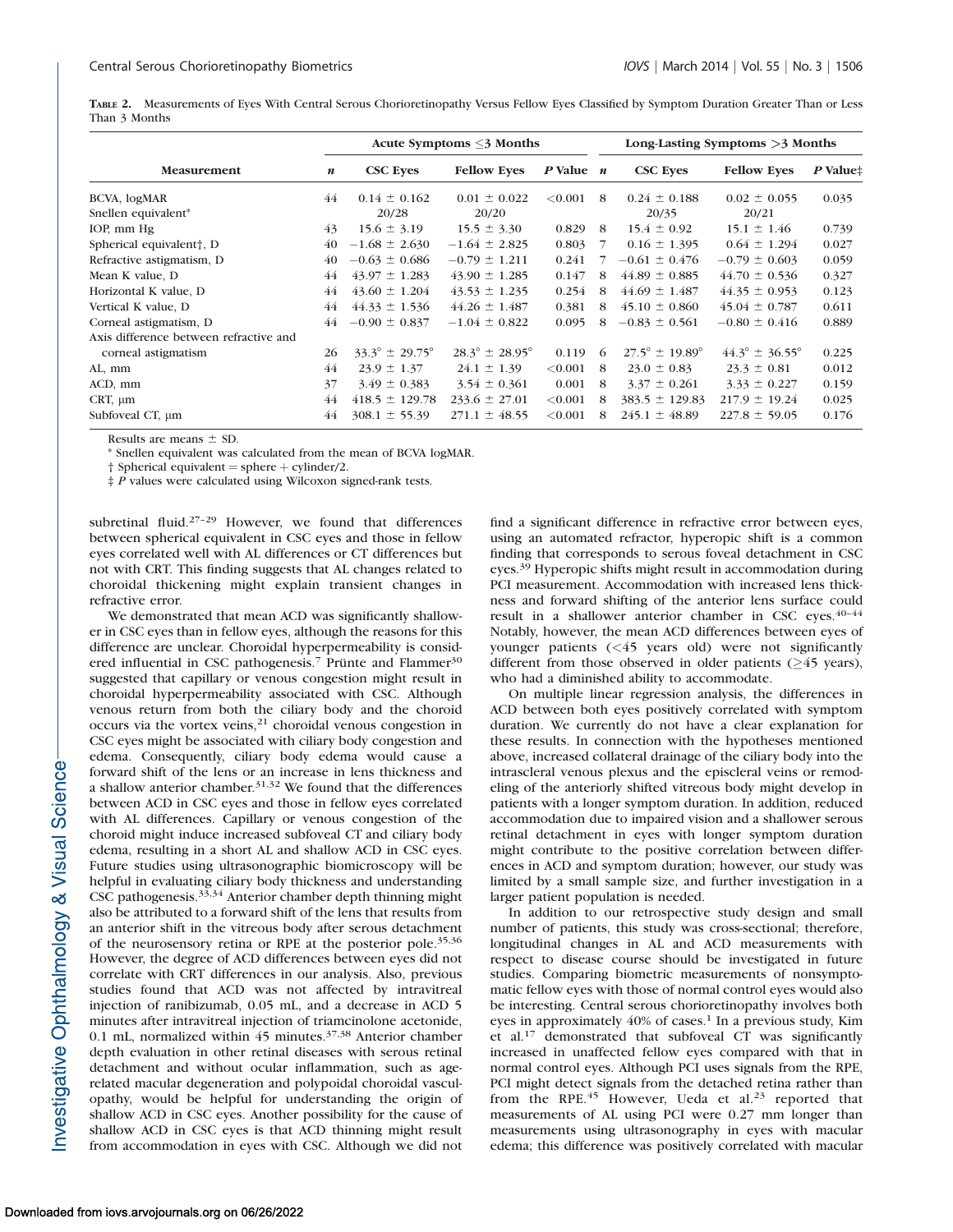**TABLE 2.** Measurements of Eyes With Central Serous Chorioretinopathy Versus Fellow Eyes Classified by Symptom Duration Greater Than or Less Than 3 Months

| Measurement | Acute Symptoms ≤3 Months | | | | Long-Lasting Symptoms >3 Months | | | |
|---|---|---|---|---|---|---|---|---|
| | *n* | CSC Eyes | Fellow Eyes | *P* Value | *n* | CSC Eyes | Fellow Eyes | *P* Value‡ |
| BCVA, logMAR | 44 | 0.14 ± 0.162 | 0.01 ± 0.022 | <0.001 | 8 | 0.24 ± 0.188 | 0.02 ± 0.055 | 0.035 |
| Snellen equivalent* | | 20/28 | 20/20 | | | 20/35 | 20/21 | |
| IOP, mm Hg | 43 | 15.6 ± 3.19 | 15.5 ± 3.30 | 0.829 | 8 | 15.4 ± 0.92 | 15.1 ± 1.46 | 0.739 |
| Spherical equivalent†, D | 40 | −1.68 ± 2.630 | −1.64 ± 2.825 | 0.803 | 7 | 0.16 ± 1.395 | 0.64 ± 1.294 | 0.027 |
| Refractive astigmatism, D | 40 | −0.63 ± 0.686 | −0.79 ± 1.211 | 0.241 | 7 | −0.61 ± 0.476 | −0.79 ± 0.603 | 0.059 |
| Mean K value, D | 44 | 43.97 ± 1.283 | 43.90 ± 1.285 | 0.147 | 8 | 44.89 ± 0.885 | 44.70 ± 0.536 | 0.327 |
| Horizontal K value, D | 44 | 43.60 ± 1.204 | 43.53 ± 1.235 | 0.254 | 8 | 44.69 ± 1.487 | 44.35 ± 0.953 | 0.123 |
| Vertical K value, D | 44 | 44.33 ± 1.536 | 44.26 ± 1.487 | 0.381 | 8 | 45.10 ± 0.860 | 45.04 ± 0.787 | 0.611 |
| Corneal astigmatism, D | 44 | −0.90 ± 0.837 | −1.04 ± 0.822 | 0.095 | 8 | −0.83 ± 0.561 | −0.80 ± 0.416 | 0.889 |
| Axis difference between refractive and corneal astigmatism | 26 | 33.3° ± 29.75° | 28.3° ± 28.95° | 0.119 | 6 | 27.5° ± 19.89° | 44.3° ± 36.55° | 0.225 |
| AL, mm | 44 | 23.9 ± 1.37 | 24.1 ± 1.39 | <0.001 | 8 | 23.0 ± 0.83 | 23.3 ± 0.81 | 0.012 |
| ACD, mm | 37 | 3.49 ± 0.383 | 3.54 ± 0.361 | 0.001 | 8 | 3.37 ± 0.261 | 3.33 ± 0.227 | 0.159 |
| CRT, μm | 44 | 418.5 ± 129.78 | 233.6 ± 27.01 | <0.001 | 8 | 383.5 ± 129.83 | 217.9 ± 19.24 | 0.025 |
| Subfoveal CT, μm | 44 | 308.1 ± 55.39 | 271.1 ± 48.55 | <0.001 | 8 | 245.1 ± 48.89 | 227.8 ± 59.05 | 0.176 |

Results are means ± SD.

\* Snellen equivalent was calculated from the mean of BCVA logMAR.

† Spherical equivalent = sphere + cylinder/2.

‡ *P* values were calculated using Wilcoxon signed-rank tests.

subretinal fluid.[27–29] However, we found that differences between spherical equivalent in CSC eyes and those in fellow eyes correlated well with AL differences or CT differences but not with CRT. This finding suggests that AL changes related to choroidal thickening might explain transient changes in refractive error.

We demonstrated that mean ACD was significantly shallower in CSC eyes than in fellow eyes, although the reasons for this difference are unclear. Choroidal hyperpermeability is considered influential in CSC pathogenesis.[7] Prünte and Flammer[30] suggested that capillary or venous congestion might result in choroidal hyperpermeability associated with CSC. Although venous return from both the ciliary body and the choroid occurs via the vortex veins,[21] choroidal venous congestion in CSC eyes might be associated with ciliary body congestion and edema. Consequently, ciliary body edema would cause a forward shift of the lens or an increase in lens thickness and a shallow anterior chamber.[31,32] We found that the differences between ACD in CSC eyes and those in fellow eyes correlated with AL differences. Capillary or venous congestion of the choroid might induce increased subfoveal CT and ciliary body edema, resulting in a short AL and shallow ACD in CSC eyes. Future studies using ultrasonographic biomicroscopy will be helpful in evaluating ciliary body thickness and understanding CSC pathogenesis.[33,34] Anterior chamber depth thinning might also be attributed to a forward shift of the lens that results from an anterior shift in the vitreous body after serous detachment of the neurosensory retina or RPE at the posterior pole.[35,36] However, the degree of ACD differences between eyes did not correlate with CRT differences in our analysis. Also, previous studies found that ACD was not affected by intravitreal injection of ranibizumab, 0.05 mL, and a decrease in ACD 5 minutes after intravitreal injection of triamcinolone acetonide, 0.1 mL, normalized within 45 minutes.[37,38] Anterior chamber depth evaluation in other retinal diseases with serous retinal detachment and without ocular inflammation, such as age-related macular degeneration and polypoidal choroidal vasculopathy, would be helpful for understanding the origin of shallow ACD in CSC eyes. Another possibility for the cause of shallow ACD in CSC eyes is that ACD thinning might result from accommodation in eyes with CSC. Although we did not find a significant difference in refractive error between eyes, using an automated refractor, hyperopic shift is a common finding that corresponds to serous foveal detachment in CSC eyes.[39] Hyperopic shifts might result in accommodation during PCI measurement. Accommodation with increased lens thickness and forward shifting of the anterior lens surface could result in a shallower anterior chamber in CSC eyes.[40–44] Notably, however, the mean ACD differences between eyes of younger patients (<45 years old) were not significantly different from those observed in older patients (≥45 years), who had a diminished ability to accommodate.

On multiple linear regression analysis, the differences in ACD between both eyes positively correlated with symptom duration. We currently do not have a clear explanation for these results. In connection with the hypotheses mentioned above, increased collateral drainage of the ciliary body into the intrascleral venous plexus and the episcleral veins or remodeling of the anteriorly shifted vitreous body might develop in patients with a longer symptom duration. In addition, reduced accommodation due to impaired vision and a shallower serous retinal detachment in eyes with longer symptom duration might contribute to the positive correlation between differences in ACD and symptom duration; however, our study was limited by a small sample size, and further investigation in a larger patient population is needed.

In addition to our retrospective study design and small number of patients, this study was cross-sectional; therefore, longitudinal changes in AL and ACD measurements with respect to disease course should be investigated in future studies. Comparing biometric measurements of nonsymptomatic fellow eyes with those of normal control eyes would also be interesting. Central serous chorioretinopathy involves both eyes in approximately 40% of cases.[1] In a previous study, Kim et al.[17] demonstrated that subfoveal CT was significantly increased in unaffected fellow eyes compared with that in normal control eyes. Although PCI uses signals from the RPE, PCI might detect signals from the detached retina rather than from the RPE.[45] However, Ueda et al.[23] reported that measurements of AL using PCI were 0.27 mm longer than measurements using ultrasonography in eyes with macular edema; this difference was positively correlated with macular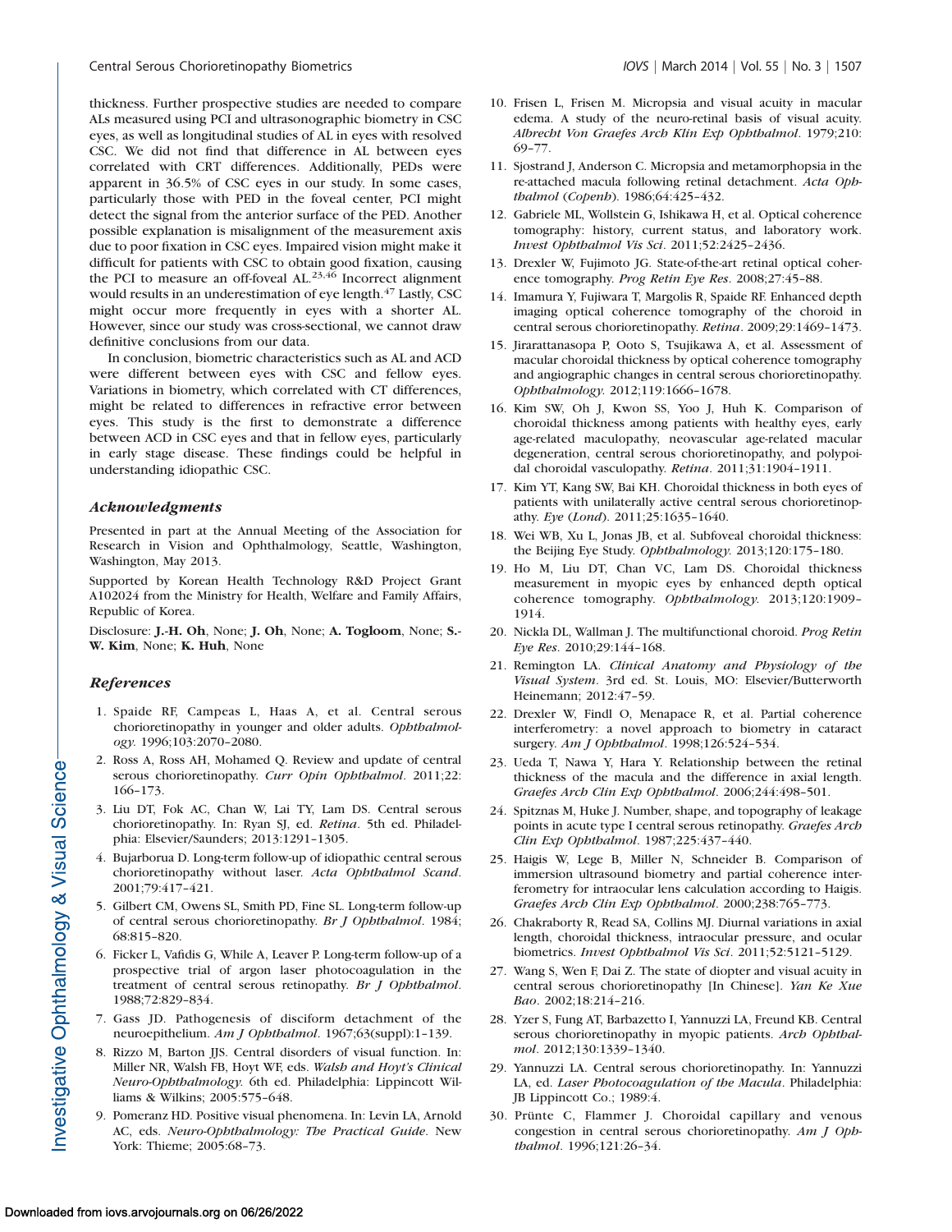thickness. Further prospective studies are needed to compare ALs measured using PCI and ultrasonographic biometry in CSC eyes, as well as longitudinal studies of AL in eyes with resolved CSC. We did not find that difference in AL between eyes correlated with CRT differences. Additionally, PEDs were apparent in 36.5% of CSC eyes in our study. In some cases, particularly those with PED in the foveal center, PCI might detect the signal from the anterior surface of the PED. Another possible explanation is misalignment of the measurement axis due to poor fixation in CSC eyes. Impaired vision might make it difficult for patients with CSC to obtain good fixation, causing the PCI to measure an off-foveal AL.[23,46] Incorrect alignment would results in an underestimation of eye length.[47] Lastly, CSC might occur more frequently in eyes with a shorter AL. However, since our study was cross-sectional, we cannot draw definitive conclusions from our data.

In conclusion, biometric characteristics such as AL and ACD were different between eyes with CSC and fellow eyes. Variations in biometry, which correlated with CT differences, might be related to differences in refractive error between eyes. This study is the first to demonstrate a difference between ACD in CSC eyes and that in fellow eyes, particularly in early stage disease. These findings could be helpful in understanding idiopathic CSC.

## *Acknowledgments*

Presented in part at the Annual Meeting of the Association for Research in Vision and Ophthalmology, Seattle, Washington, Washington, May 2013.

Supported by Korean Health Technology R&D Project Grant A102024 from the Ministry for Health, Welfare and Family Affairs, Republic of Korea.

Disclosure: **J.-H. Oh**, None; **J. Oh**, None; **A. Togloom**, None; **S.-W. Kim**, None; **K. Huh**, None

## *References*

1. Spaide RF, Campeas L, Haas A, et al. Central serous chorioretinopathy in younger and older adults. *Ophthalmology*. 1996;103:2070–2080.
2. Ross A, Ross AH, Mohamed Q. Review and update of central serous chorioretinopathy. *Curr Opin Ophthalmol*. 2011;22:166–173.
3. Liu DT, Fok AC, Chan W, Lai TY, Lam DS. Central serous chorioretinopathy. In: Ryan SJ, ed. *Retina*. 5th ed. Philadelphia: Elsevier/Saunders; 2013:1291–1305.
4. Bujarborua D. Long-term follow-up of idiopathic central serous chorioretinopathy without laser. *Acta Ophthalmol Scand*. 2001;79:417–421.
5. Gilbert CM, Owens SL, Smith PD, Fine SL. Long-term follow-up of central serous chorioretinopathy. *Br J Ophthalmol*. 1984;68:815–820.
6. Ficker L, Vafidis G, While A, Leaver P. Long-term follow-up of a prospective trial of argon laser photocoagulation in the treatment of central serous retinopathy. *Br J Ophthalmol*. 1988;72:829–834.
7. Gass JD. Pathogenesis of disciform detachment of the neuroepithelium. *Am J Ophthalmol*. 1967;63(suppl):1–139.
8. Rizzo M, Barton JJS. Central disorders of visual function. In: Miller NR, Walsh FB, Hoyt WF, eds. *Walsh and Hoyt's Clinical Neuro-Ophthalmology*. 6th ed. Philadelphia: Lippincott Williams & Wilkins; 2005:575–648.
9. Pomeranz HD. Positive visual phenomena. In: Levin LA, Arnold AC, eds. *Neuro-Ophthalmology: The Practical Guide*. New York: Thieme; 2005:68–73.
10. Frisen L, Frisen M. Micropsia and visual acuity in macular edema. A study of the neuro-retinal basis of visual acuity. *Albrecht Von Graefes Arch Klin Exp Ophthalmol*. 1979;210:69–77.
11. Sjostrand J, Anderson C. Micropsia and metamorphopsia in the re-attached macula following retinal detachment. *Acta Ophthalmol (Copenh)*. 1986;64:425–432.
12. Gabriele ML, Wollstein G, Ishikawa H, et al. Optical coherence tomography: history, current status, and laboratory work. *Invest Ophthalmol Vis Sci*. 2011;52:2425–2436.
13. Drexler W, Fujimoto JG. State-of-the-art retinal optical coherence tomography. *Prog Retin Eye Res*. 2008;27:45–88.
14. Imamura Y, Fujiwara T, Margolis R, Spaide RF. Enhanced depth imaging optical coherence tomography of the choroid in central serous chorioretinopathy. *Retina*. 2009;29:1469–1473.
15. Jirarattanasopa P, Ooto S, Tsujikawa A, et al. Assessment of macular choroidal thickness by optical coherence tomography and angiographic changes in central serous chorioretinopathy. *Ophthalmology.* 2012;119:1666–1678.
16. Kim SW, Oh J, Kwon SS, Yoo J, Huh K. Comparison of choroidal thickness among patients with healthy eyes, early age-related maculopathy, neovascular age-related macular degeneration, central serous chorioretinopathy, and polypoidal choroidal vasculopathy. *Retina*. 2011;31:1904–1911.
17. Kim YT, Kang SW, Bai KH. Choroidal thickness in both eyes of patients with unilaterally active central serous chorioretinopathy. *Eye (Lond)*. 2011;25:1635–1640.
18. Wei WB, Xu L, Jonas JB, et al. Subfoveal choroidal thickness: the Beijing Eye Study. *Ophthalmology.* 2013;120:175–180.
19. Ho M, Liu DT, Chan VC, Lam DS. Choroidal thickness measurement in myopic eyes by enhanced depth optical coherence tomography. *Ophthalmology.* 2013;120:1909–1914.
20. Nickla DL, Wallman J. The multifunctional choroid. *Prog Retin Eye Res*. 2010;29:144–168.
21. Remington LA. *Clinical Anatomy and Physiology of the Visual System*. 3rd ed. St. Louis, MO: Elsevier/Butterworth Heinemann; 2012:47–59.
22. Drexler W, Findl O, Menapace R, et al. Partial coherence interferometry: a novel approach to biometry in cataract surgery. *Am J Ophthalmol*. 1998;126:524–534.
23. Ueda T, Nawa Y, Hara Y. Relationship between the retinal thickness of the macula and the difference in axial length. *Graefes Arch Clin Exp Ophthalmol*. 2006;244:498–501.
24. Spitznas M, Huke J. Number, shape, and topography of leakage points in acute type I central serous retinopathy. *Graefes Arch Clin Exp Ophthalmol*. 1987;225:437–440.
25. Haigis W, Lege B, Miller N, Schneider B. Comparison of immersion ultrasound biometry and partial coherence interferometry for intraocular lens calculation according to Haigis. *Graefes Arch Clin Exp Ophthalmol*. 2000;238:765–773.
26. Chakraborty R, Read SA, Collins MJ. Diurnal variations in axial length, choroidal thickness, intraocular pressure, and ocular biometrics. *Invest Ophthalmol Vis Sci*. 2011;52:5121–5129.
27. Wang S, Wen F, Dai Z. The state of diopter and visual acuity in central serous chorioretinopathy [In Chinese]. *Yan Ke Xue Bao*. 2002;18:214–216.
28. Yzer S, Fung AT, Barbazetto I, Yannuzzi LA, Freund KB. Central serous chorioretinopathy in myopic patients. *Arch Ophthalmol*. 2012;130:1339–1340.
29. Yannuzzi LA. Central serous chorioretinopathy. In: Yannuzzi LA, ed. *Laser Photocoagulation of the Macula*. Philadelphia: JB Lippincott Co.; 1989:4.
30. Prünte C, Flammer J. Choroidal capillary and venous congestion in central serous chorioretinopathy. *Am J Ophthalmol*. 1996;121:26–34.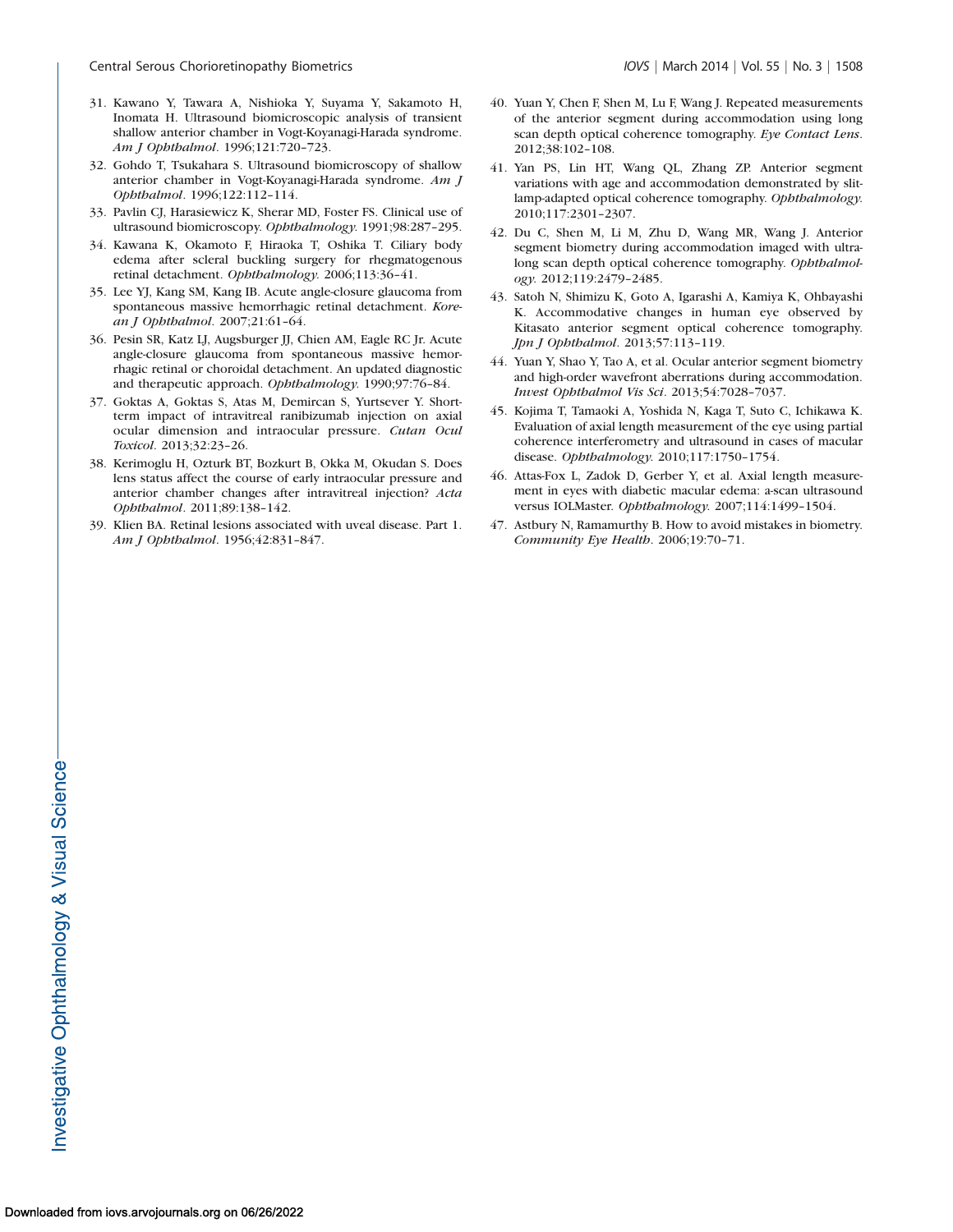31. Kawano Y, Tawara A, Nishioka Y, Suyama Y, Sakamoto H, Inomata H. Ultrasound biomicroscopic analysis of transient shallow anterior chamber in Vogt-Koyanagi-Harada syndrome. *Am J Ophthalmol*. 1996;121:720–723.
32. Gohdo T, Tsukahara S. Ultrasound biomicroscopy of shallow anterior chamber in Vogt-Koyanagi-Harada syndrome. *Am J Ophthalmol*. 1996;122:112–114.
33. Pavlin CJ, Harasiewicz K, Sherar MD, Foster FS. Clinical use of ultrasound biomicroscopy. *Ophthalmology.* 1991;98:287–295.
34. Kawana K, Okamoto F, Hiraoka T, Oshika T. Ciliary body edema after scleral buckling surgery for rhegmatogenous retinal detachment. *Ophthalmology.* 2006;113:36–41.
35. Lee YJ, Kang SM, Kang IB. Acute angle-closure glaucoma from spontaneous massive hemorrhagic retinal detachment. *Korean J Ophthalmol*. 2007;21:61–64.
36. Pesin SR, Katz LJ, Augsburger JJ, Chien AM, Eagle RC Jr. Acute angle-closure glaucoma from spontaneous massive hemorrhagic retinal or choroidal detachment. An updated diagnostic and therapeutic approach. *Ophthalmology.* 1990;97:76–84.
37. Goktas A, Goktas S, Atas M, Demircan S, Yurtsever Y. Short-term impact of intravitreal ranibizumab injection on axial ocular dimension and intraocular pressure. *Cutan Ocul Toxicol*. 2013;32:23–26.
38. Kerimoglu H, Ozturk BT, Bozkurt B, Okka M, Okudan S. Does lens status affect the course of early intraocular pressure and anterior chamber changes after intravitreal injection? *Acta Ophthalmol*. 2011;89:138–142.
39. Klien BA. Retinal lesions associated with uveal disease. Part 1. *Am J Ophthalmol*. 1956;42:831–847.
40. Yuan Y, Chen F, Shen M, Lu F, Wang J. Repeated measurements of the anterior segment during accommodation using long scan depth optical coherence tomography. *Eye Contact Lens*. 2012;38:102–108.
41. Yan PS, Lin HT, Wang QL, Zhang ZP. Anterior segment variations with age and accommodation demonstrated by slit-lamp-adapted optical coherence tomography. *Ophthalmology.* 2010;117:2301–2307.
42. Du C, Shen M, Li M, Zhu D, Wang MR, Wang J. Anterior segment biometry during accommodation imaged with ultra-long scan depth optical coherence tomography. *Ophthalmology.* 2012;119:2479–2485.
43. Satoh N, Shimizu K, Goto A, Igarashi A, Kamiya K, Ohbayashi K. Accommodative changes in human eye observed by Kitasato anterior segment optical coherence tomography. *Jpn J Ophthalmol*. 2013;57:113–119.
44. Yuan Y, Shao Y, Tao A, et al. Ocular anterior segment biometry and high-order wavefront aberrations during accommodation. *Invest Ophthalmol Vis Sci*. 2013;54:7028–7037.
45. Kojima T, Tamaoki A, Yoshida N, Kaga T, Suto C, Ichikawa K. Evaluation of axial length measurement of the eye using partial coherence interferometry and ultrasound in cases of macular disease. *Ophthalmology.* 2010;117:1750–1754.
46. Attas-Fox L, Zadok D, Gerber Y, et al. Axial length measurement in eyes with diabetic macular edema: a-scan ultrasound versus IOLMaster. *Ophthalmology.* 2007;114:1499–1504.
47. Astbury N, Ramamurthy B. How to avoid mistakes in biometry. *Community Eye Health*. 2006;19:70–71.